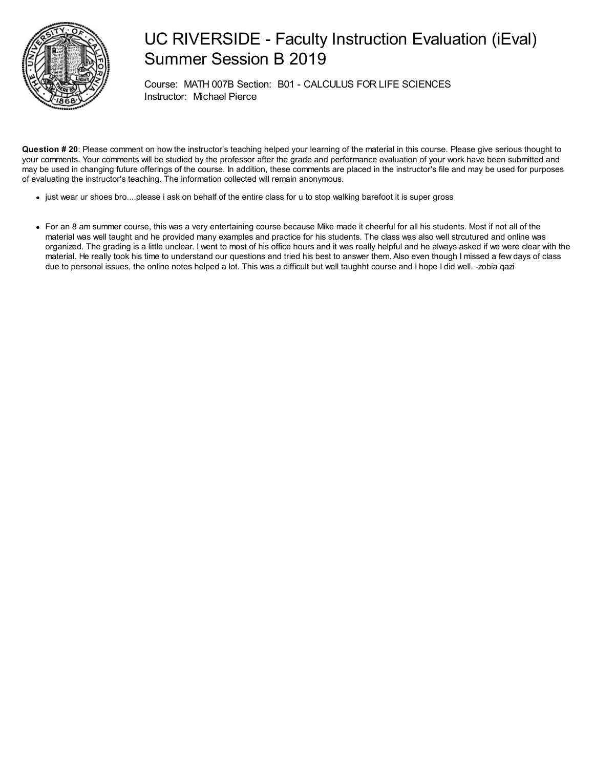# UC RIVERSIDE - Faculty Instruction Evaluation (iEval) Summer Session B 2019

Course: MATH 007B Section: B01 - CALCULUS FOR LIFE SCIENCES
Instructor: Michael Pierce

**Question # 20**: Please comment on how the instructor's teaching helped your learning of the material in this course. Please give serious thought to your comments. Your comments will be studied by the professor after the grade and performance evaluation of your work have been submitted and may be used in changing future offerings of the course. In addition, these comments are placed in the instructor's file and may be used for purposes of evaluating the instructor's teaching. The information collected will remain anonymous.

- just wear ur shoes bro....please i ask on behalf of the entire class for u to stop walking barefoot it is super gross

- For an 8 am summer course, this was a very entertaining course because Mike made it cheerful for all his students. Most if not all of the material was well taught and he provided many examples and practice for his students. The class was also well strcutured and online was organized. The grading is a little unclear. I went to most of his office hours and it was really helpful and he always asked if we were clear with the material. He really took his time to understand our questions and tried his best to answer them. Also even though I missed a few days of class due to personal issues, the online notes helped a lot. This was a difficult but well taughht course and I hope I did well. -zobia qazi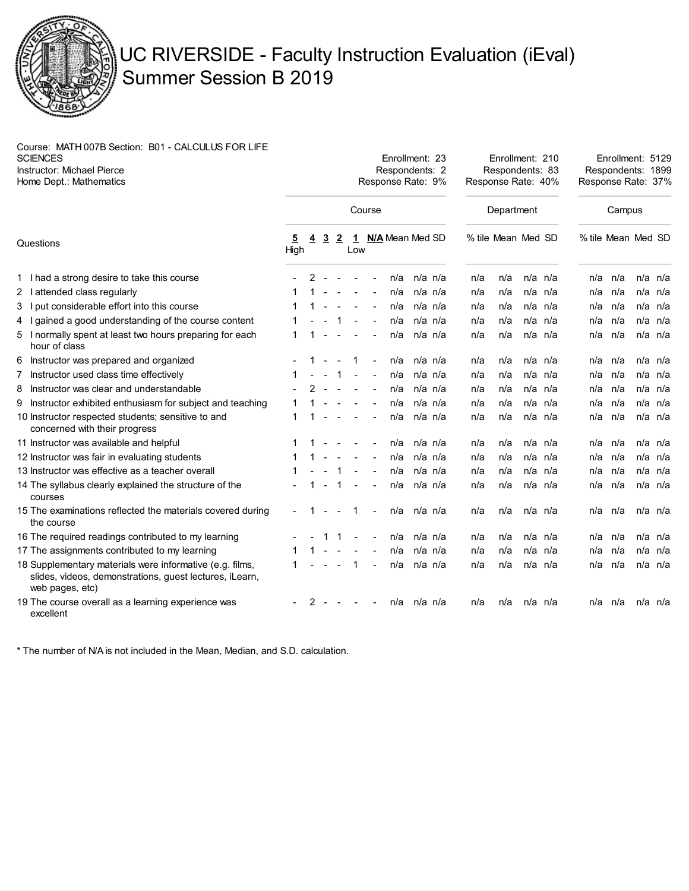# UC RIVERSIDE - Faculty Instruction Evaluation (iEval)
## Summer Session B 2019

Course: MATH 007B Section: B01 - CALCULUS FOR LIFE SCIENCES
Instructor: Michael Pierce
Home Dept.: Mathematics

| | Course | Department | Campus |
|---|---|---|---|
| | Enrollment: 23 | Enrollment: 210 | Enrollment: 5129 |
| | Respondents: 2 | Respondents: 83 | Respondents: 1899 |
| | Response Rate: 9% | Response Rate: 40% | Response Rate: 37% |

| Questions | 5 High | 4 | 3 | 2 | 1 Low | N/A | Course Mean | Course Med | Course SD | Dept. % tile | Dept. Mean | Dept. Med | Dept. SD | Campus % tile | Campus Mean | Campus Med | Campus SD |
|---|---|---|---|---|---|---|---|---|---|---|---|---|---|---|---|---|---|
| 1 I had a strong desire to take this course | - | 2 | - | - | - | - | n/a | n/a | n/a | n/a | n/a | n/a | n/a | n/a | n/a | n/a | n/a |
| 2 I attended class regularly | 1 | 1 | - | - | - | - | n/a | n/a | n/a | n/a | n/a | n/a | n/a | n/a | n/a | n/a | n/a |
| 3 I put considerable effort into this course | 1 | 1 | - | - | - | - | n/a | n/a | n/a | n/a | n/a | n/a | n/a | n/a | n/a | n/a | n/a |
| 4 I gained a good understanding of the course content | 1 | - | - | 1 | - | - | n/a | n/a | n/a | n/a | n/a | n/a | n/a | n/a | n/a | n/a | n/a |
| 5 I normally spent at least two hours preparing for each hour of class | 1 | 1 | - | - | - | - | n/a | n/a | n/a | n/a | n/a | n/a | n/a | n/a | n/a | n/a | n/a |
| 6 Instructor was prepared and organized | - | 1 | - | - | 1 | - | n/a | n/a | n/a | n/a | n/a | n/a | n/a | n/a | n/a | n/a | n/a |
| 7 Instructor used class time effectively | 1 | - | - | 1 | - | - | n/a | n/a | n/a | n/a | n/a | n/a | n/a | n/a | n/a | n/a | n/a |
| 8 Instructor was clear and understandable | - | 2 | - | - | - | - | n/a | n/a | n/a | n/a | n/a | n/a | n/a | n/a | n/a | n/a | n/a |
| 9 Instructor exhibited enthusiasm for subject and teaching | 1 | 1 | - | - | - | - | n/a | n/a | n/a | n/a | n/a | n/a | n/a | n/a | n/a | n/a | n/a |
| 10 Instructor respected students; sensitive to and concerned with their progress | 1 | 1 | - | - | - | - | n/a | n/a | n/a | n/a | n/a | n/a | n/a | n/a | n/a | n/a | n/a |
| 11 Instructor was available and helpful | 1 | 1 | - | - | - | - | n/a | n/a | n/a | n/a | n/a | n/a | n/a | n/a | n/a | n/a | n/a |
| 12 Instructor was fair in evaluating students | 1 | 1 | - | - | - | - | n/a | n/a | n/a | n/a | n/a | n/a | n/a | n/a | n/a | n/a | n/a |
| 13 Instructor was effective as a teacher overall | 1 | - | - | 1 | - | - | n/a | n/a | n/a | n/a | n/a | n/a | n/a | n/a | n/a | n/a | n/a |
| 14 The syllabus clearly explained the structure of the courses | - | 1 | - | 1 | - | - | n/a | n/a | n/a | n/a | n/a | n/a | n/a | n/a | n/a | n/a | n/a |
| 15 The examinations reflected the materials covered during the course | - | 1 | - | - | 1 | - | n/a | n/a | n/a | n/a | n/a | n/a | n/a | n/a | n/a | n/a | n/a |
| 16 The required readings contributed to my learning | - | - | 1 | 1 | - | - | n/a | n/a | n/a | n/a | n/a | n/a | n/a | n/a | n/a | n/a | n/a |
| 17 The assignments contributed to my learning | 1 | 1 | - | - | - | - | n/a | n/a | n/a | n/a | n/a | n/a | n/a | n/a | n/a | n/a | n/a |
| 18 Supplementary materials were informative (e.g. films, slides, videos, demonstrations, guest lectures, iLearn, web pages, etc) | 1 | - | - | - | 1 | - | n/a | n/a | n/a | n/a | n/a | n/a | n/a | n/a | n/a | n/a | n/a |
| 19 The course overall as a learning experience was excellent | - | 2 | - | - | - | - | n/a | n/a | n/a | n/a | n/a | n/a | n/a | n/a | n/a | n/a | n/a |

* The number of N/A is not included in the Mean, Median, and S.D. calculation.